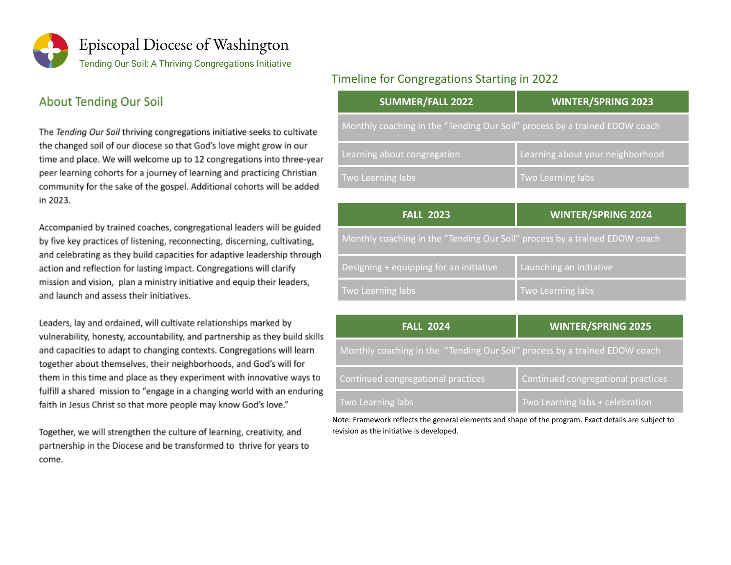# Episcopal Diocese of Washington

Tending Our Soil: A Thriving Congregations Initiative

## About Tending Our Soil

The *Tending Our Soil* thriving congregations initiative seeks to cultivate the changed soil of our diocese so that God's love might grow in our time and place. We will welcome up to 12 congregations into three-year peer learning cohorts for a journey of learning and practicing Christian community for the sake of the gospel. Additional cohorts will be added in 2023.

Accompanied by trained coaches, congregational leaders will be guided by five key practices of listening, reconnecting, discerning, cultivating, and celebrating as they build capacities for adaptive leadership through action and reflection for lasting impact. Congregations will clarify mission and vision, plan a ministry initiative and equip their leaders, and launch and assess their initiatives.

Leaders, lay and ordained, will cultivate relationships marked by vulnerability, honesty, accountability, and partnership as they build skills and capacities to adapt to changing contexts. Congregations will learn together about themselves, their neighborhoods, and God's will for them in this time and place as they experiment with innovative ways to fulfill a shared mission to "engage in a changing world with an enduring faith in Jesus Christ so that more people may know God's love."

Together, we will strengthen the culture of learning, creativity, and partnership in the Diocese and be transformed to thrive for years to come.

## Timeline for Congregations Starting in 2022

| SUMMER/FALL 2022 | WINTER/SPRING 2023 |
|---|---|
| Monthly coaching in the "Tending Our Soil" process by a trained EDOW coach | |
| Learning about congregation | Learning about your neighborhood |
| Two Learning labs | Two Learning labs |

| FALL 2023 | WINTER/SPRING 2024 |
|---|---|
| Monthly coaching in the "Tending Our Soil" process by a trained EDOW coach | |
| Designing + equipping for an initiative | Launching an initiative |
| Two Learning labs | Two Learning labs |

| FALL 2024 | WINTER/SPRING 2025 |
|---|---|
| Monthly coaching in the "Tending Our Soil" process by a trained EDOW coach | |
| Continued congregational practices | Continued congregational practices |
| Two Learning labs | Two Learning labs + celebration |

Note: Framework reflects the general elements and shape of the program. Exact details are subject to revision as the initiative is developed.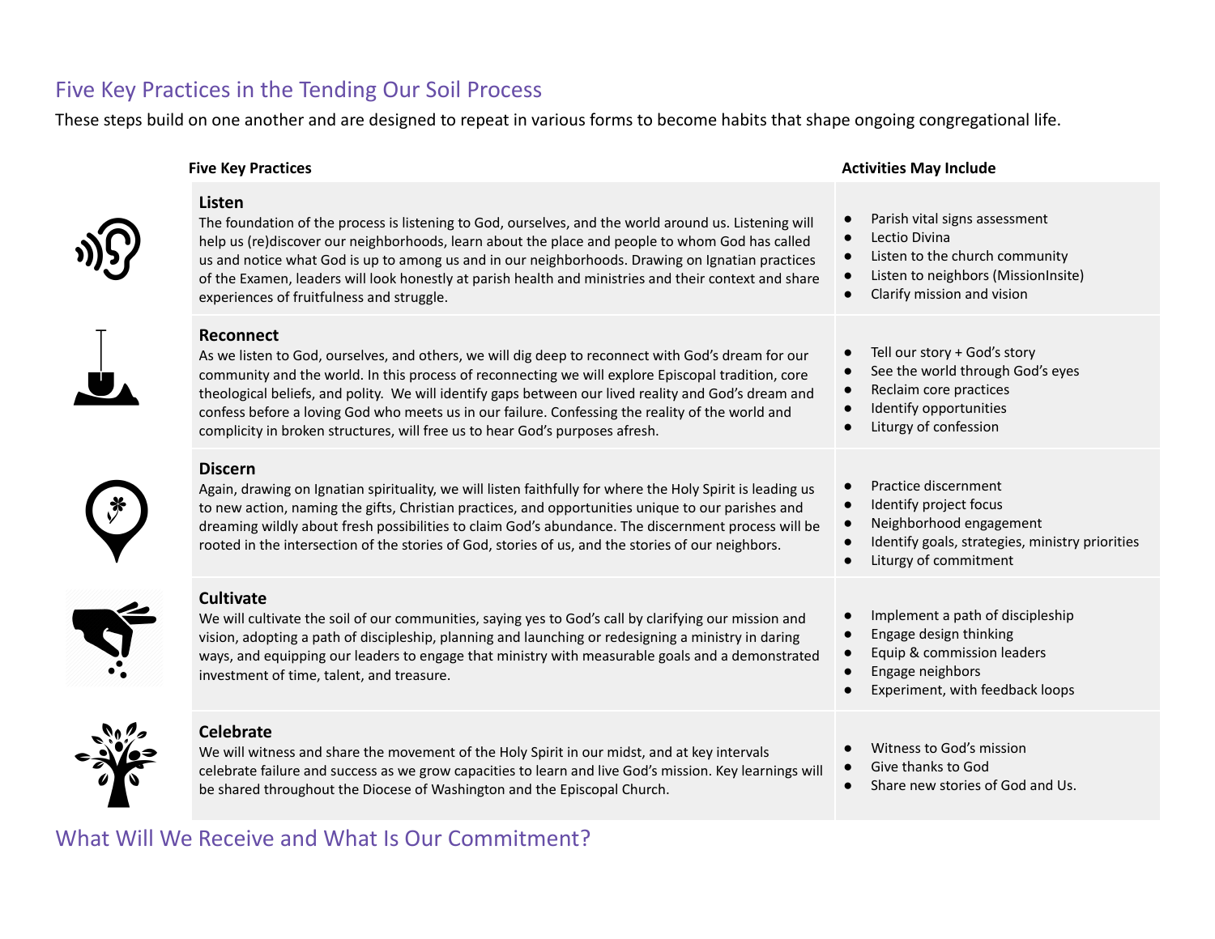## Five Key Practices in the Tending Our Soil Process

These steps build on one another and are designed to repeat in various forms to become habits that shape ongoing congregational life.

| Five Key Practices | Activities May Include |
| --- | --- |
| **Listen**<br>The foundation of the process is listening to God, ourselves, and the world around us. Listening will help us (re)discover our neighborhoods, learn about the place and people to whom God has called us and notice what God is up to among us and in our neighborhoods. Drawing on Ignatian practices of the Examen, leaders will look honestly at parish health and ministries and their context and share experiences of fruitfulness and struggle. | • Parish vital signs assessment<br>• Lectio Divina<br>• Listen to the church community<br>• Listen to neighbors (MissionInsite)<br>• Clarify mission and vision |
| **Reconnect**<br>As we listen to God, ourselves, and others, we will dig deep to reconnect with God's dream for our community and the world. In this process of reconnecting we will explore Episcopal tradition, core theological beliefs, and polity. We will identify gaps between our lived reality and God's dream and confess before a loving God who meets us in our failure. Confessing the reality of the world and complicity in broken structures, will free us to hear God's purposes afresh. | • Tell our story + God's story<br>• See the world through God's eyes<br>• Reclaim core practices<br>• Identify opportunities<br>• Liturgy of confession |
| **Discern**<br>Again, drawing on Ignatian spirituality, we will listen faithfully for where the Holy Spirit is leading us to new action, naming the gifts, Christian practices, and opportunities unique to our parishes and dreaming wildly about fresh possibilities to claim God's abundance. The discernment process will be rooted in the intersection of the stories of God, stories of us, and the stories of our neighbors. | • Practice discernment<br>• Identify project focus<br>• Neighborhood engagement<br>• Identify goals, strategies, ministry priorities<br>• Liturgy of commitment |
| **Cultivate**<br>We will cultivate the soil of our communities, saying yes to God's call by clarifying our mission and vision, adopting a path of discipleship, planning and launching or redesigning a ministry in daring ways, and equipping our leaders to engage that ministry with measurable goals and a demonstrated investment of time, talent, and treasure. | • Implement a path of discipleship<br>• Engage design thinking<br>• Equip & commission leaders<br>• Engage neighbors<br>• Experiment, with feedback loops |
| **Celebrate**<br>We will witness and share the movement of the Holy Spirit in our midst, and at key intervals celebrate failure and success as we grow capacities to learn and live God's mission. Key learnings will be shared throughout the Diocese of Washington and the Episcopal Church. | • Witness to God's mission<br>• Give thanks to God<br>• Share new stories of God and Us. |

## What Will We Receive and What Is Our Commitment?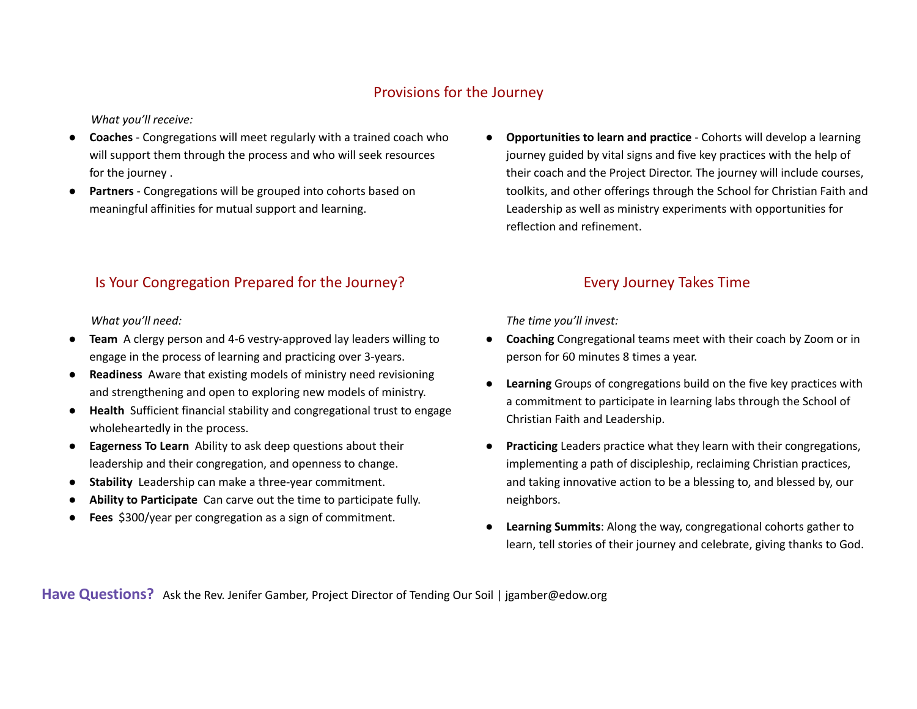## Provisions for the Journey

*What you'll receive:*

- **Coaches** - Congregations will meet regularly with a trained coach who will support them through the process and who will seek resources for the journey .
- **Partners** - Congregations will be grouped into cohorts based on meaningful affinities for mutual support and learning.
- **Opportunities to learn and practice** - Cohorts will develop a learning journey guided by vital signs and five key practices with the help of their coach and the Project Director. The journey will include courses, toolkits, and other offerings through the School for Christian Faith and Leadership as well as ministry experiments with opportunities for reflection and refinement.

## Is Your Congregation Prepared for the Journey?

*What you'll need:*

- **Team** A clergy person and 4-6 vestry-approved lay leaders willing to engage in the process of learning and practicing over 3-years.
- **Readiness** Aware that existing models of ministry need revisioning and strengthening and open to exploring new models of ministry.
- **Health** Sufficient financial stability and congregational trust to engage wholeheartedly in the process.
- **Eagerness To Learn** Ability to ask deep questions about their leadership and their congregation, and openness to change.
- **Stability** Leadership can make a three-year commitment.
- **Ability to Participate** Can carve out the time to participate fully.
- **Fees** $300/year per congregation as a sign of commitment.

## Every Journey Takes Time

*The time you'll invest:*

- **Coaching** Congregational teams meet with their coach by Zoom or in person for 60 minutes 8 times a year.
- **Learning** Groups of congregations build on the five key practices with a commitment to participate in learning labs through the School of Christian Faith and Leadership.
- **Practicing** Leaders practice what they learn with their congregations, implementing a path of discipleship, reclaiming Christian practices, and taking innovative action to be a blessing to, and blessed by, our neighbors.
- **Learning Summits**: Along the way, congregational cohorts gather to learn, tell stories of their journey and celebrate, giving thanks to God.

**Have Questions?** Ask the Rev. Jenifer Gamber, Project Director of Tending Our Soil | jgamber@edow.org